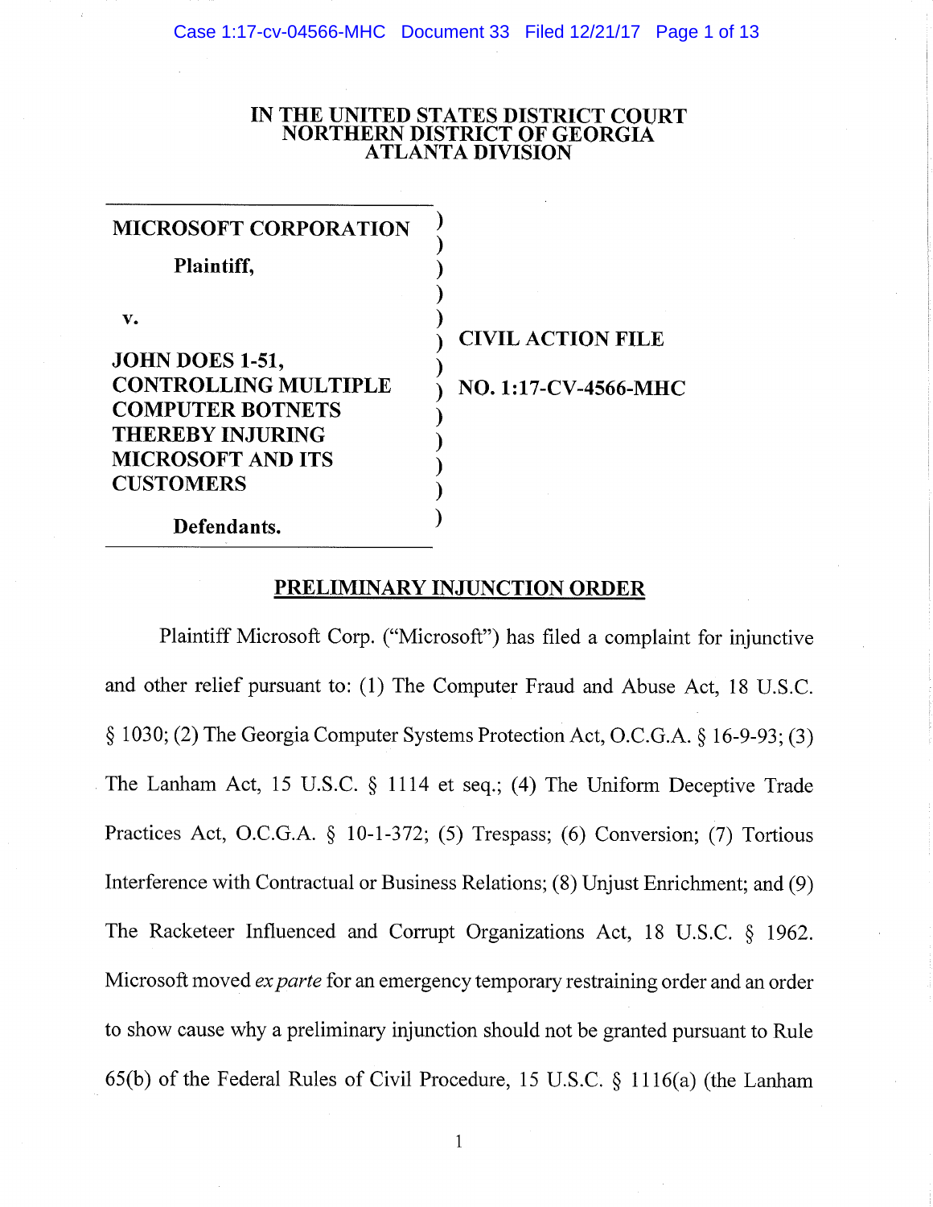**IN THE UNITED STATES DISTRICT COURT**
**NORTHERN DISTRICT OF GEORGIA**
**ATLANTA DIVISION**

| | |
|---|---|
| **MICROSOFT CORPORATION**<br><br>**Plaintiff,**<br><br>**v.**<br><br>**JOHN DOES 1-51, CONTROLLING MULTIPLE COMPUTER BOTNETS THEREBY INJURING MICROSOFT AND ITS CUSTOMERS**<br><br>**Defendants.** | **CIVIL ACTION FILE**<br><br>**NO. 1:17-CV-4566-MHC** |

## PRELIMINARY INJUNCTION ORDER

Plaintiff Microsoft Corp. ("Microsoft") has filed a complaint for injunctive and other relief pursuant to: (1) The Computer Fraud and Abuse Act, 18 U.S.C. § 1030; (2) The Georgia Computer Systems Protection Act, O.C.G.A. § 16-9-93; (3) The Lanham Act, 15 U.S.C. § 1114 et seq.; (4) The Uniform Deceptive Trade Practices Act, O.C.G.A. § 10-1-372; (5) Trespass; (6) Conversion; (7) Tortious Interference with Contractual or Business Relations; (8) Unjust Enrichment; and (9) The Racketeer Influenced and Corrupt Organizations Act, 18 U.S.C. § 1962. Microsoft moved *ex parte* for an emergency temporary restraining order and an order to show cause why a preliminary injunction should not be granted pursuant to Rule 65(b) of the Federal Rules of Civil Procedure, 15 U.S.C. § 1116(a) (the Lanham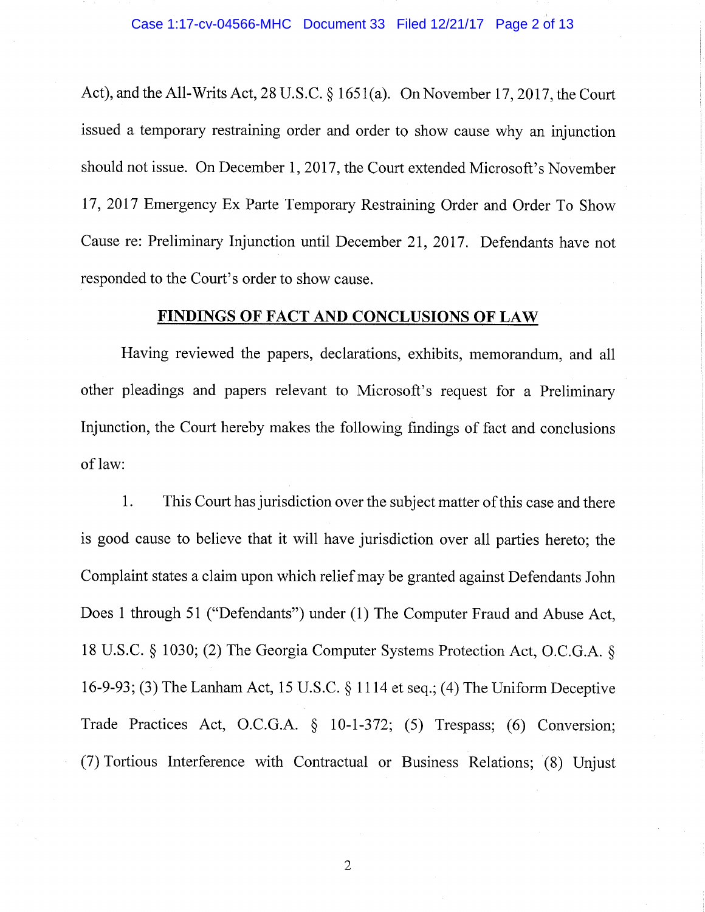Act), and the All-Writs Act, 28 U.S.C. § 1651(a). On November 17, 2017, the Court issued a temporary restraining order and order to show cause why an injunction should not issue. On December 1, 2017, the Court extended Microsoft's November 17, 2017 Emergency Ex Parte Temporary Restraining Order and Order To Show Cause re: Preliminary Injunction until December 21, 2017. Defendants have not responded to the Court's order to show cause.

## FINDINGS OF FACT AND CONCLUSIONS OF LAW

Having reviewed the papers, declarations, exhibits, memorandum, and all other pleadings and papers relevant to Microsoft's request for a Preliminary Injunction, the Court hereby makes the following findings of fact and conclusions of law:

1. This Court has jurisdiction over the subject matter of this case and there is good cause to believe that it will have jurisdiction over all parties hereto; the Complaint states a claim upon which relief may be granted against Defendants John Does 1 through 51 ("Defendants") under (1) The Computer Fraud and Abuse Act, 18 U.S.C. § 1030; (2) The Georgia Computer Systems Protection Act, O.C.G.A. § 16-9-93; (3) The Lanham Act, 15 U.S.C. § 1114 et seq.; (4) The Uniform Deceptive Trade Practices Act, O.C.G.A. § 10-1-372; (5) Trespass; (6) Conversion; (7) Tortious Interference with Contractual or Business Relations; (8) Unjust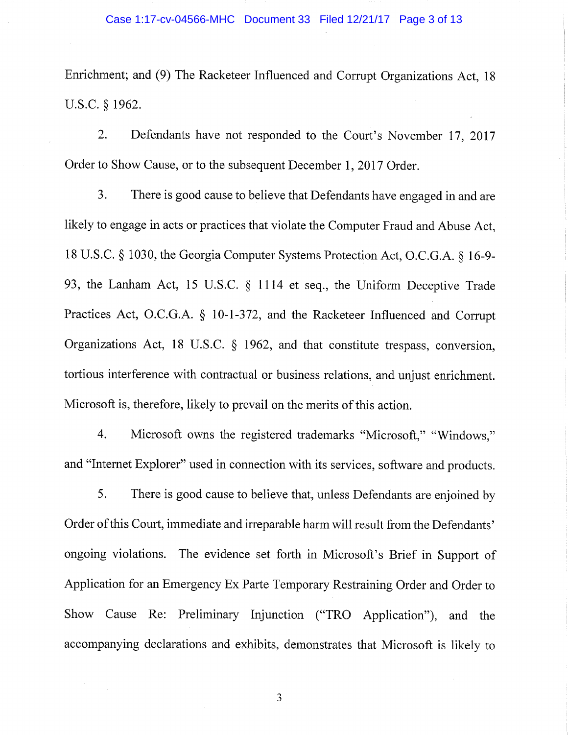Enrichment; and (9) The Racketeer Influenced and Corrupt Organizations Act, 18 U.S.C. § 1962.

2. Defendants have not responded to the Court's November 17, 2017 Order to Show Cause, or to the subsequent December 1, 2017 Order.

3. There is good cause to believe that Defendants have engaged in and are likely to engage in acts or practices that violate the Computer Fraud and Abuse Act, 18 U.S.C. § 1030, the Georgia Computer Systems Protection Act, O.C.G.A. § 16-9-93, the Lanham Act, 15 U.S.C. § 1114 et seq., the Uniform Deceptive Trade Practices Act, O.C.G.A. § 10-1-372, and the Racketeer Influenced and Corrupt Organizations Act, 18 U.S.C. § 1962, and that constitute trespass, conversion, tortious interference with contractual or business relations, and unjust enrichment. Microsoft is, therefore, likely to prevail on the merits of this action.

4. Microsoft owns the registered trademarks "Microsoft," "Windows," and "Internet Explorer" used in connection with its services, software and products.

5. There is good cause to believe that, unless Defendants are enjoined by Order of this Court, immediate and irreparable harm will result from the Defendants' ongoing violations. The evidence set forth in Microsoft's Brief in Support of Application for an Emergency Ex Parte Temporary Restraining Order and Order to Show Cause Re: Preliminary Injunction ("TRO Application"), and the accompanying declarations and exhibits, demonstrates that Microsoft is likely to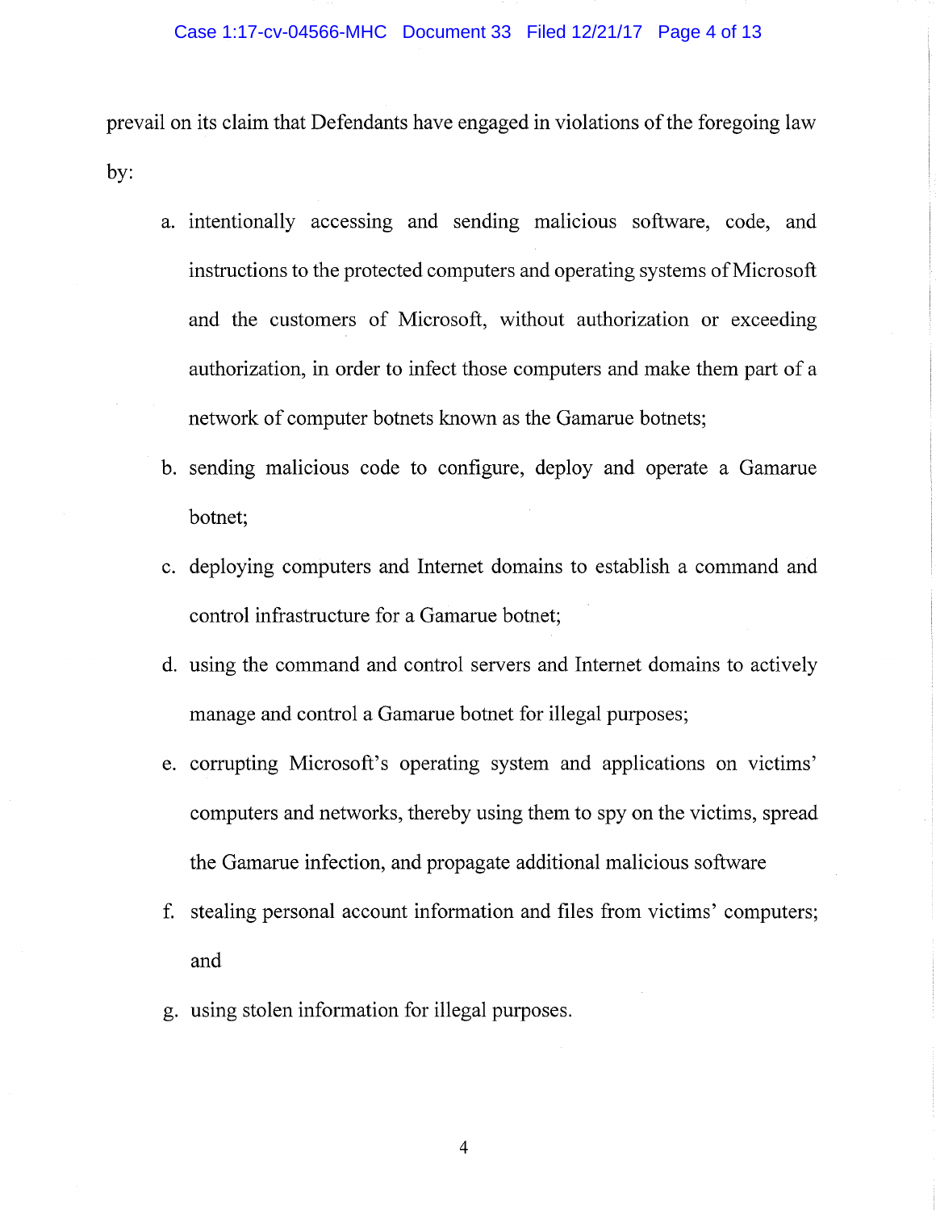prevail on its claim that Defendants have engaged in violations of the foregoing law by:

a. intentionally accessing and sending malicious software, code, and instructions to the protected computers and operating systems of Microsoft and the customers of Microsoft, without authorization or exceeding authorization, in order to infect those computers and make them part of a network of computer botnets known as the Gamarue botnets;

b. sending malicious code to configure, deploy and operate a Gamarue botnet;

c. deploying computers and Internet domains to establish a command and control infrastructure for a Gamarue botnet;

d. using the command and control servers and Internet domains to actively manage and control a Gamarue botnet for illegal purposes;

e. corrupting Microsoft's operating system and applications on victims' computers and networks, thereby using them to spy on the victims, spread the Gamarue infection, and propagate additional malicious software

f. stealing personal account information and files from victims' computers; and

g. using stolen information for illegal purposes.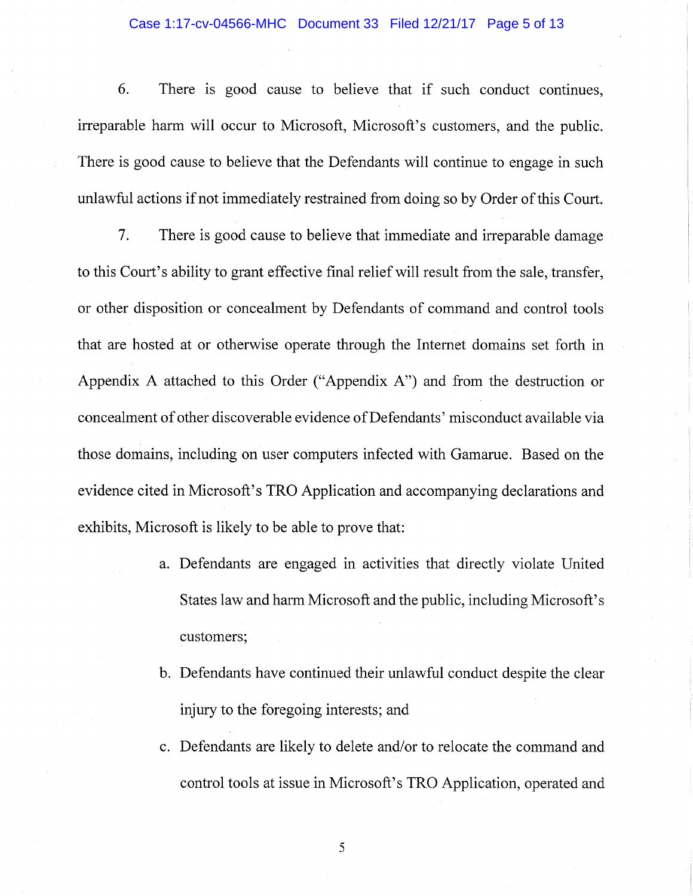6. There is good cause to believe that if such conduct continues, irreparable harm will occur to Microsoft, Microsoft's customers, and the public. There is good cause to believe that the Defendants will continue to engage in such unlawful actions if not immediately restrained from doing so by Order of this Court.

7. There is good cause to believe that immediate and irreparable damage to this Court's ability to grant effective final relief will result from the sale, transfer, or other disposition or concealment by Defendants of command and control tools that are hosted at or otherwise operate through the Internet domains set forth in Appendix A attached to this Order ("Appendix A") and from the destruction or concealment of other discoverable evidence of Defendants' misconduct available via those domains, including on user computers infected with Gamarue. Based on the evidence cited in Microsoft's TRO Application and accompanying declarations and exhibits, Microsoft is likely to be able to prove that:

   a. Defendants are engaged in activities that directly violate United States law and harm Microsoft and the public, including Microsoft's customers;

   b. Defendants have continued their unlawful conduct despite the clear injury to the foregoing interests; and

   c. Defendants are likely to delete and/or to relocate the command and control tools at issue in Microsoft's TRO Application, operated and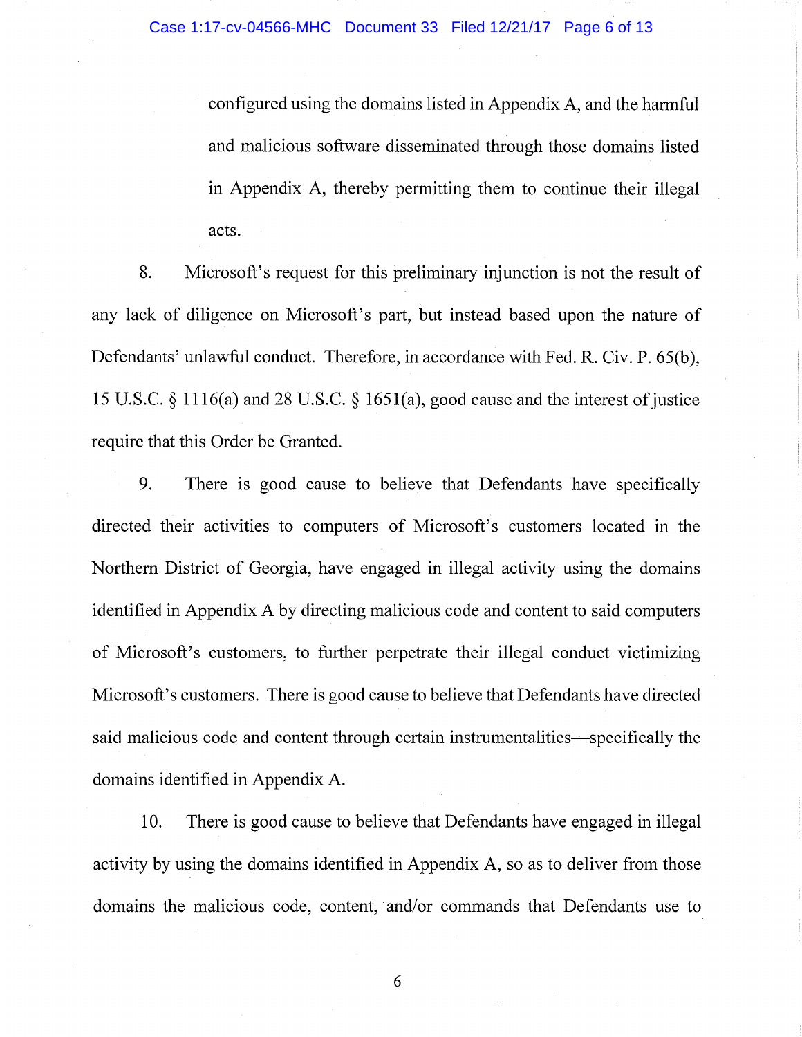configured using the domains listed in Appendix A, and the harmful and malicious software disseminated through those domains listed in Appendix A, thereby permitting them to continue their illegal acts.

8. Microsoft's request for this preliminary injunction is not the result of any lack of diligence on Microsoft's part, but instead based upon the nature of Defendants' unlawful conduct. Therefore, in accordance with Fed. R. Civ. P. 65(b), 15 U.S.C. § 1116(a) and 28 U.S.C. § 1651(a), good cause and the interest of justice require that this Order be Granted.

9. There is good cause to believe that Defendants have specifically directed their activities to computers of Microsoft's customers located in the Northern District of Georgia, have engaged in illegal activity using the domains identified in Appendix A by directing malicious code and content to said computers of Microsoft's customers, to further perpetrate their illegal conduct victimizing Microsoft's customers. There is good cause to believe that Defendants have directed said malicious code and content through certain instrumentalities—specifically the domains identified in Appendix A.

10. There is good cause to believe that Defendants have engaged in illegal activity by using the domains identified in Appendix A, so as to deliver from those domains the malicious code, content, and/or commands that Defendants use to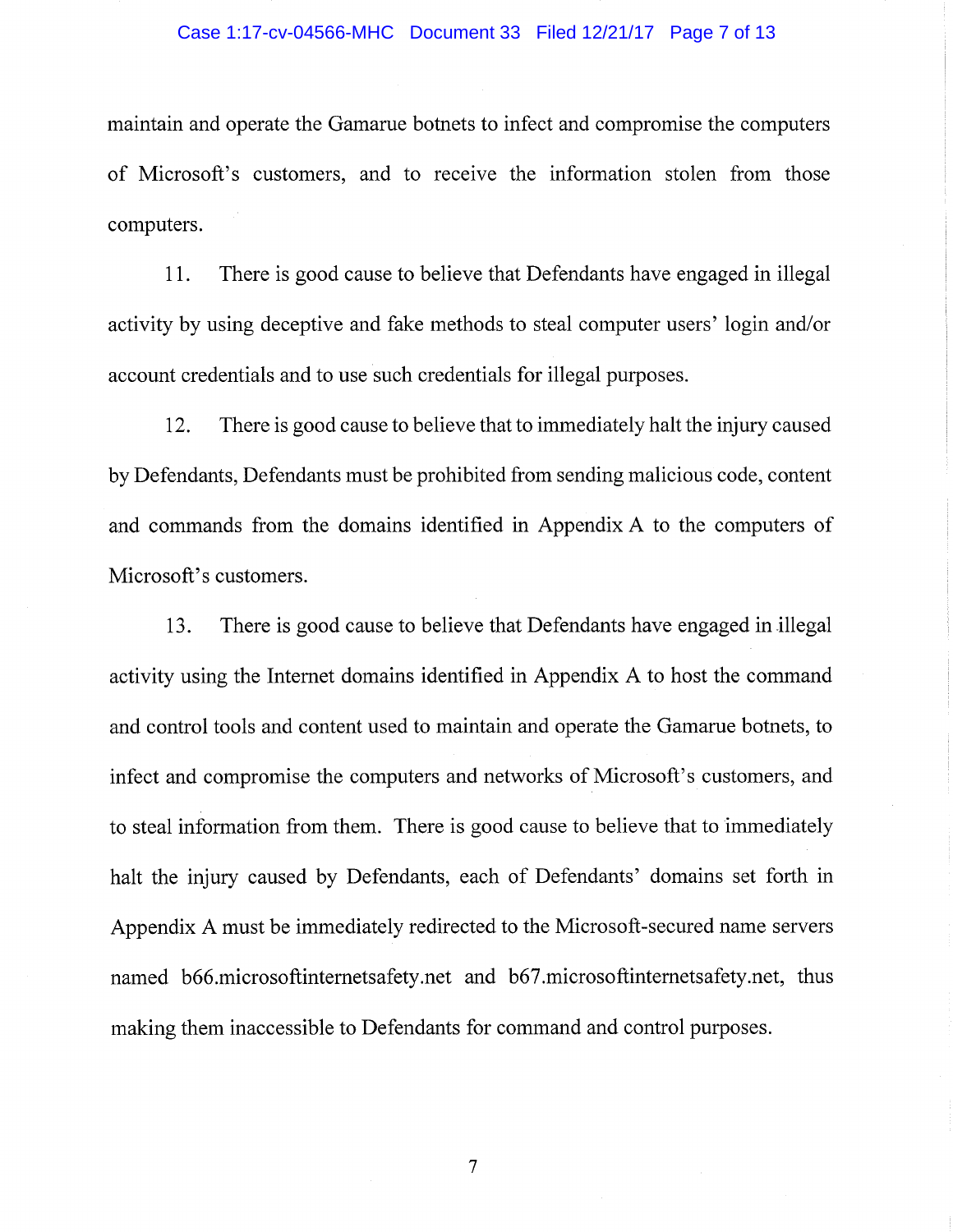maintain and operate the Gamarue botnets to infect and compromise the computers of Microsoft's customers, and to receive the information stolen from those computers.

11. There is good cause to believe that Defendants have engaged in illegal activity by using deceptive and fake methods to steal computer users' login and/or account credentials and to use such credentials for illegal purposes.

12. There is good cause to believe that to immediately halt the injury caused by Defendants, Defendants must be prohibited from sending malicious code, content and commands from the domains identified in Appendix A to the computers of Microsoft's customers.

13. There is good cause to believe that Defendants have engaged in illegal activity using the Internet domains identified in Appendix A to host the command and control tools and content used to maintain and operate the Gamarue botnets, to infect and compromise the computers and networks of Microsoft's customers, and to steal information from them. There is good cause to believe that to immediately halt the injury caused by Defendants, each of Defendants' domains set forth in Appendix A must be immediately redirected to the Microsoft-secured name servers named b66.microsoftinternetsafety.net and b67.microsoftinternetsafety.net, thus making them inaccessible to Defendants for command and control purposes.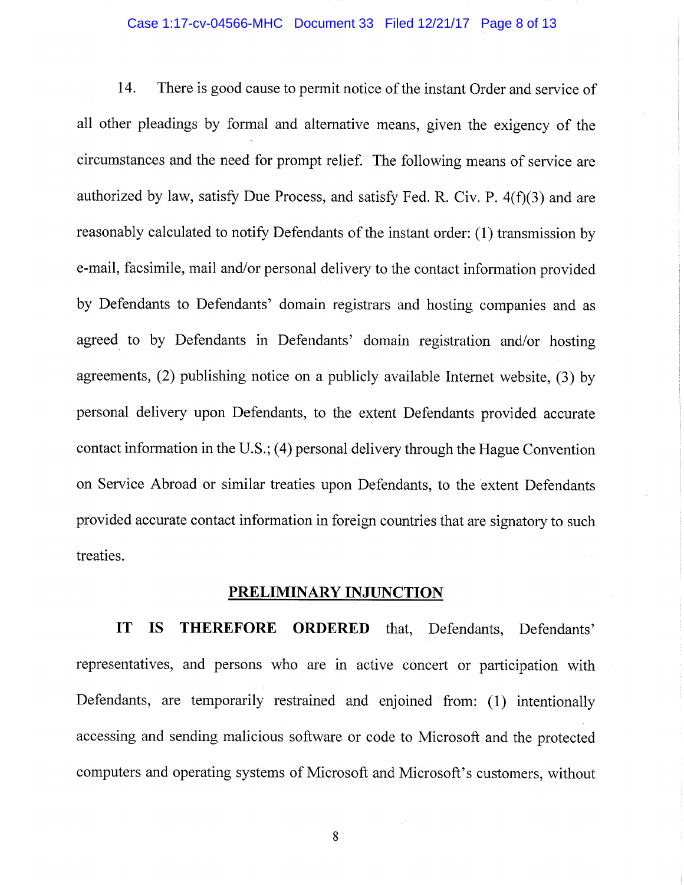14. There is good cause to permit notice of the instant Order and service of all other pleadings by formal and alternative means, given the exigency of the circumstances and the need for prompt relief. The following means of service are authorized by law, satisfy Due Process, and satisfy Fed. R. Civ. P. 4(f)(3) and are reasonably calculated to notify Defendants of the instant order: (1) transmission by e-mail, facsimile, mail and/or personal delivery to the contact information provided by Defendants to Defendants' domain registrars and hosting companies and as agreed to by Defendants in Defendants' domain registration and/or hosting agreements, (2) publishing notice on a publicly available Internet website, (3) by personal delivery upon Defendants, to the extent Defendants provided accurate contact information in the U.S.; (4) personal delivery through the Hague Convention on Service Abroad or similar treaties upon Defendants, to the extent Defendants provided accurate contact information in foreign countries that are signatory to such treaties.

## PRELIMINARY INJUNCTION

**IT IS THEREFORE ORDERED** that, Defendants, Defendants' representatives, and persons who are in active concert or participation with Defendants, are temporarily restrained and enjoined from: (1) intentionally accessing and sending malicious software or code to Microsoft and the protected computers and operating systems of Microsoft and Microsoft's customers, without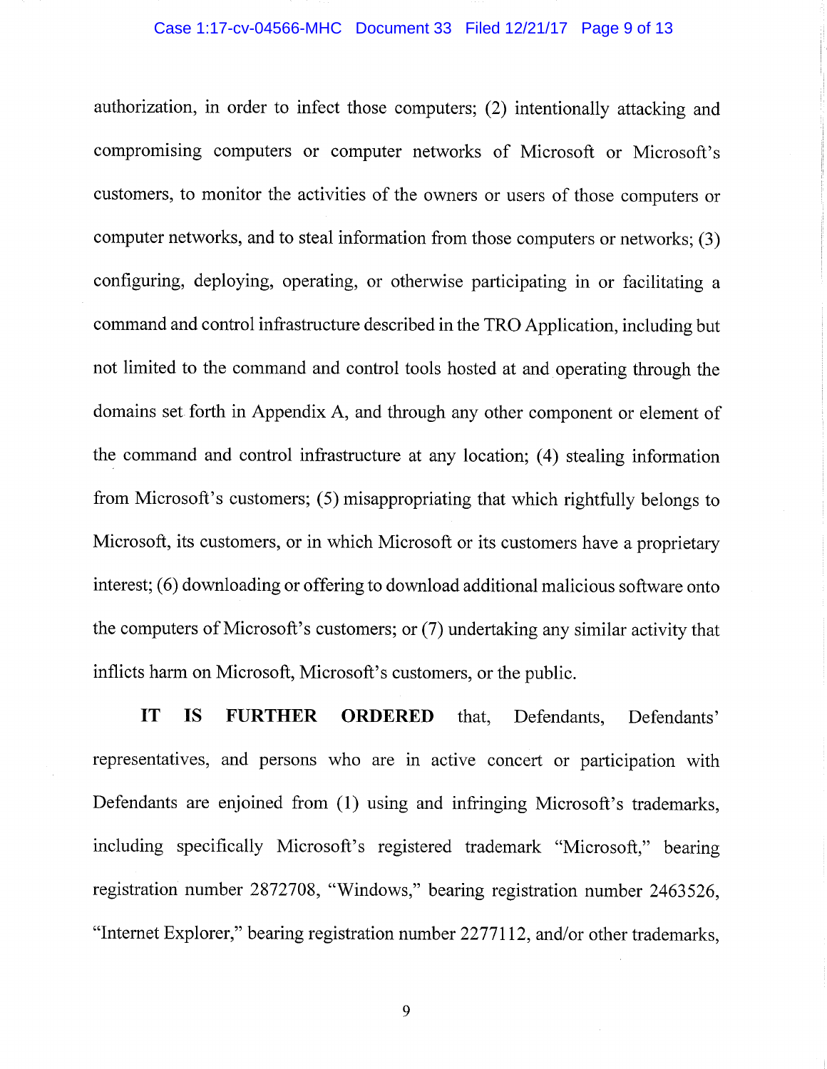authorization, in order to infect those computers; (2) intentionally attacking and compromising computers or computer networks of Microsoft or Microsoft's customers, to monitor the activities of the owners or users of those computers or computer networks, and to steal information from those computers or networks; (3) configuring, deploying, operating, or otherwise participating in or facilitating a command and control infrastructure described in the TRO Application, including but not limited to the command and control tools hosted at and operating through the domains set forth in Appendix A, and through any other component or element of the command and control infrastructure at any location; (4) stealing information from Microsoft's customers; (5) misappropriating that which rightfully belongs to Microsoft, its customers, or in which Microsoft or its customers have a proprietary interest; (6) downloading or offering to download additional malicious software onto the computers of Microsoft's customers; or (7) undertaking any similar activity that inflicts harm on Microsoft, Microsoft's customers, or the public.

**IT IS FURTHER ORDERED** that, Defendants, Defendants' representatives, and persons who are in active concert or participation with Defendants are enjoined from (1) using and infringing Microsoft's trademarks, including specifically Microsoft's registered trademark "Microsoft," bearing registration number 2872708, "Windows," bearing registration number 2463526, "Internet Explorer," bearing registration number 2277112, and/or other trademarks,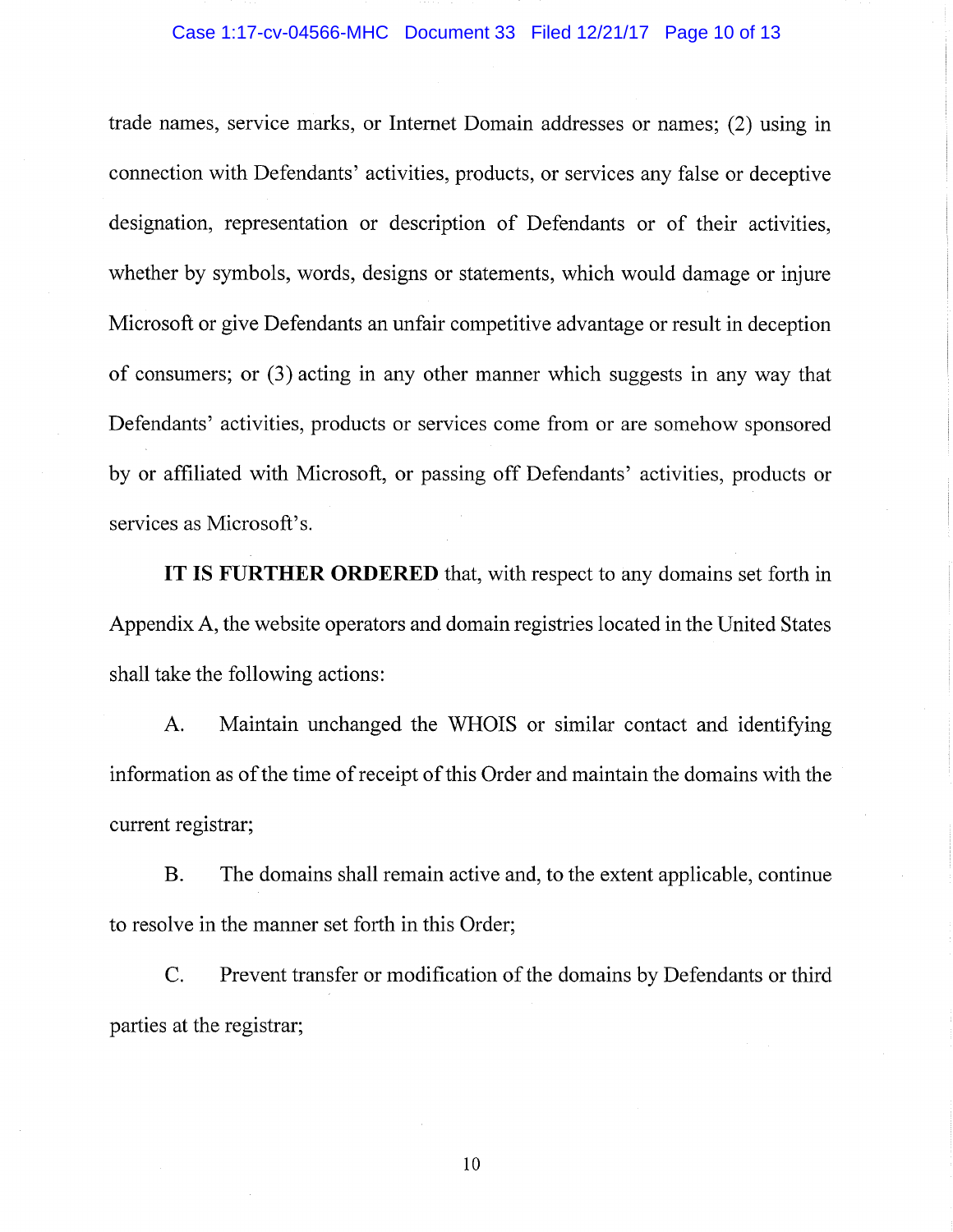trade names, service marks, or Internet Domain addresses or names; (2) using in connection with Defendants' activities, products, or services any false or deceptive designation, representation or description of Defendants or of their activities, whether by symbols, words, designs or statements, which would damage or injure Microsoft or give Defendants an unfair competitive advantage or result in deception of consumers; or (3) acting in any other manner which suggests in any way that Defendants' activities, products or services come from or are somehow sponsored by or affiliated with Microsoft, or passing off Defendants' activities, products or services as Microsoft's.

**IT IS FURTHER ORDERED** that, with respect to any domains set forth in Appendix A, the website operators and domain registries located in the United States shall take the following actions:

A. Maintain unchanged the WHOIS or similar contact and identifying information as of the time of receipt of this Order and maintain the domains with the current registrar;

B. The domains shall remain active and, to the extent applicable, continue to resolve in the manner set forth in this Order;

C. Prevent transfer or modification of the domains by Defendants or third parties at the registrar;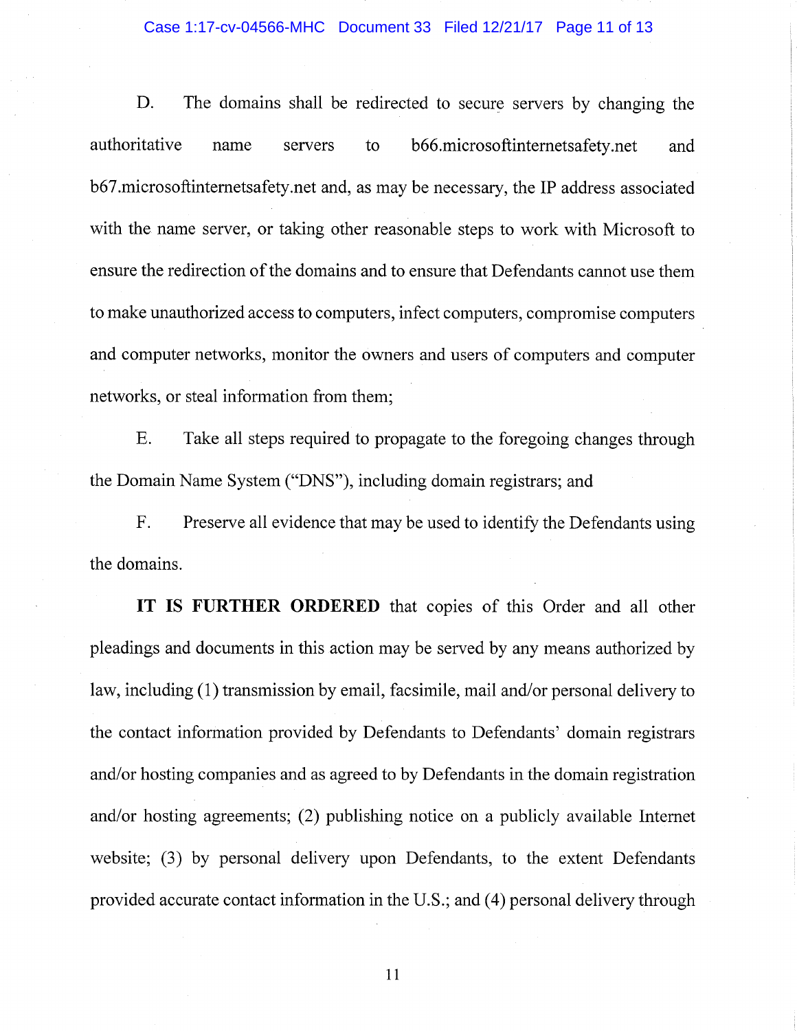D. The domains shall be redirected to secure servers by changing the authoritative name servers to b66.microsoftinternetsafety.net and b67.microsoftinternetsafety.net and, as may be necessary, the IP address associated with the name server, or taking other reasonable steps to work with Microsoft to ensure the redirection of the domains and to ensure that Defendants cannot use them to make unauthorized access to computers, infect computers, compromise computers and computer networks, monitor the owners and users of computers and computer networks, or steal information from them;

E. Take all steps required to propagate to the foregoing changes through the Domain Name System ("DNS"), including domain registrars; and

F. Preserve all evidence that may be used to identify the Defendants using the domains.

**IT IS FURTHER ORDERED** that copies of this Order and all other pleadings and documents in this action may be served by any means authorized by law, including (1) transmission by email, facsimile, mail and/or personal delivery to the contact information provided by Defendants to Defendants' domain registrars and/or hosting companies and as agreed to by Defendants in the domain registration and/or hosting agreements; (2) publishing notice on a publicly available Internet website; (3) by personal delivery upon Defendants, to the extent Defendants provided accurate contact information in the U.S.; and (4) personal delivery through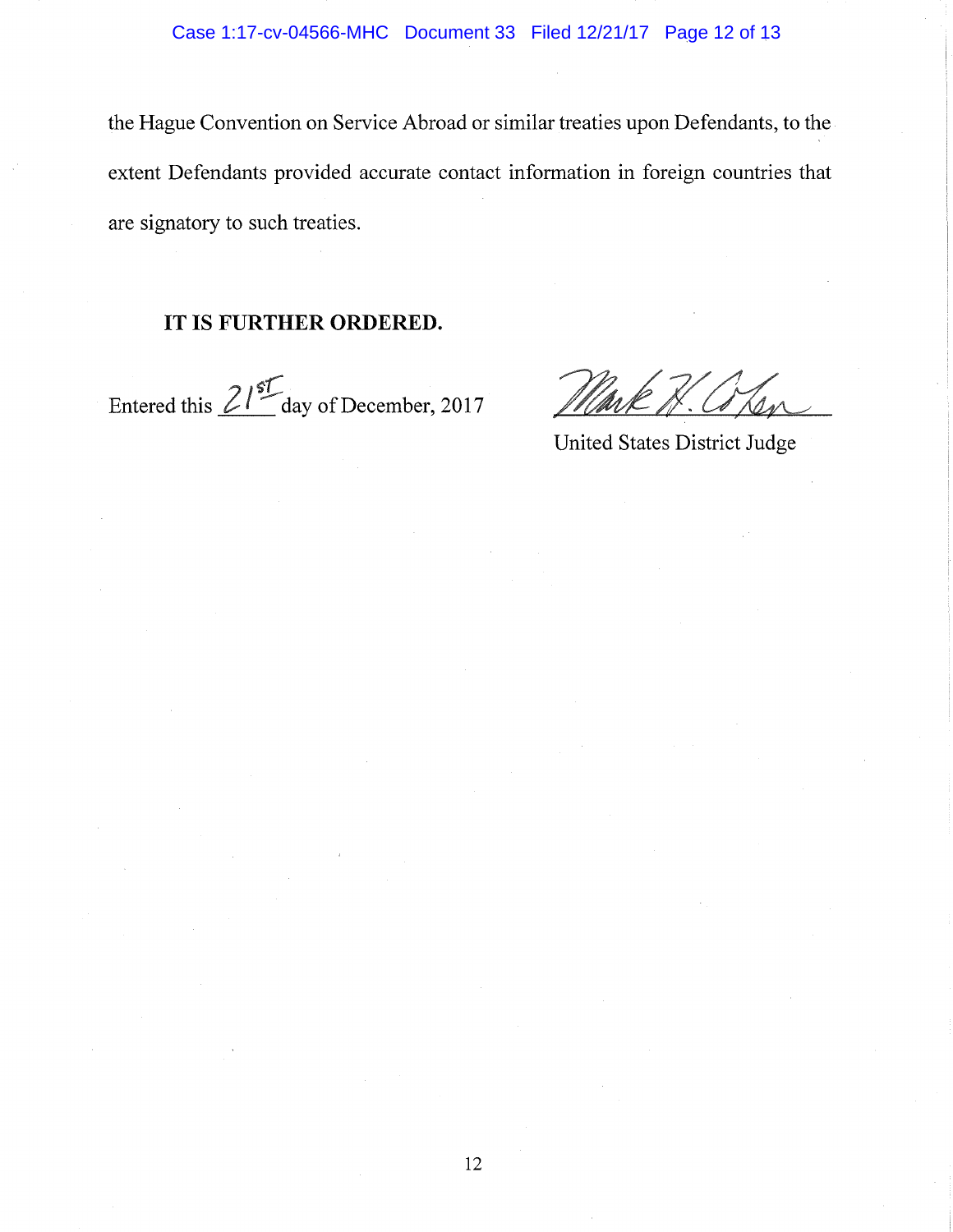the Hague Convention on Service Abroad or similar treaties upon Defendants, to the extent Defendants provided accurate contact information in foreign countries that are signatory to such treaties.

**IT IS FURTHER ORDERED.**

Entered this 21st day of December, 2017

Mark H. Cohen
United States District Judge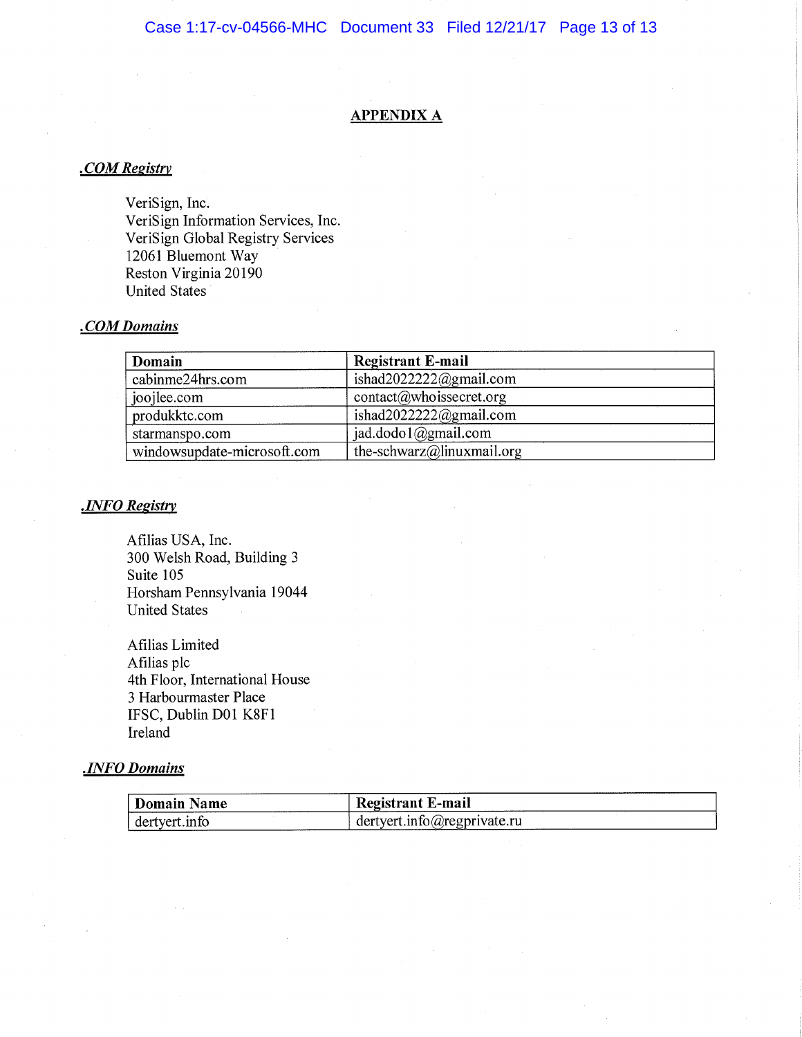## APPENDIX A

***.COM Registry***

VeriSign, Inc.
VeriSign Information Services, Inc.
VeriSign Global Registry Services
12061 Bluemont Way
Reston Virginia 20190
United States

***.COM Domains***

| Domain | Registrant E-mail |
|---|---|
| cabinme24hrs.com | ishad2022222@gmail.com |
| joojlee.com | contact@whoissecret.org |
| produkktc.com | ishad2022222@gmail.com |
| starmanspo.com | jad.dodo1@gmail.com |
| windowsupdate-microsoft.com | the-schwarz@linuxmail.org |

***.INFO Registry***

Afilias USA, Inc.
300 Welsh Road, Building 3
Suite 105
Horsham Pennsylvania 19044
United States

Afilias Limited
Afilias plc
4th Floor, International House
3 Harbourmaster Place
IFSC, Dublin D01 K8F1
Ireland

***.INFO Domains***

| Domain Name | Registrant E-mail |
|---|---|
| dertyert.info | dertyert.info@regprivate.ru |